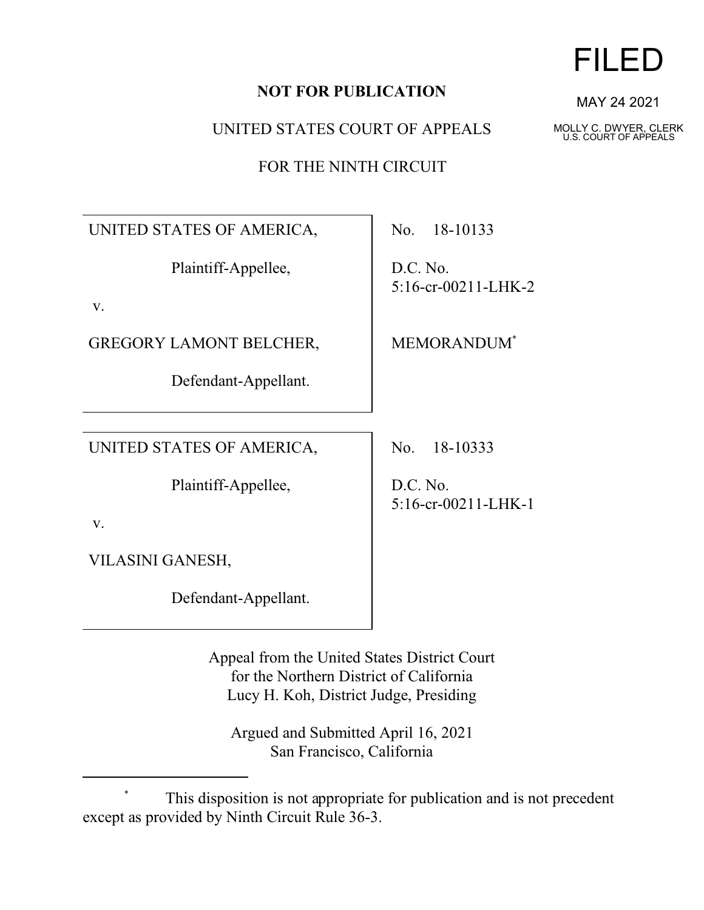**NOT FOR PUBLICATION**

FILED

MAY 24 2021

MOLLY C. DWYER, CLERK
U.S. COURT OF APPEALS

UNITED STATES COURT OF APPEALS

FOR THE NINTH CIRCUIT

| | |
|---|---|
| UNITED STATES OF AMERICA,<br><br>Plaintiff-Appellee,<br><br>v.<br><br>GREGORY LAMONT BELCHER,<br><br>Defendant-Appellant. | No. 18-10133<br><br>D.C. No.<br>5:16-cr-00211-LHK-2<br><br>MEMORANDUM[*] |
| UNITED STATES OF AMERICA,<br><br>Plaintiff-Appellee,<br><br>v.<br><br>VILASINI GANESH,<br><br>Defendant-Appellant. | No. 18-10333<br><br>D.C. No.<br>5:16-cr-00211-LHK-1 |

Appeal from the United States District Court
for the Northern District of California
Lucy H. Koh, District Judge, Presiding

Argued and Submitted April 16, 2021
San Francisco, California

---

[*] This disposition is not appropriate for publication and is not precedent except as provided by Ninth Circuit Rule 36-3.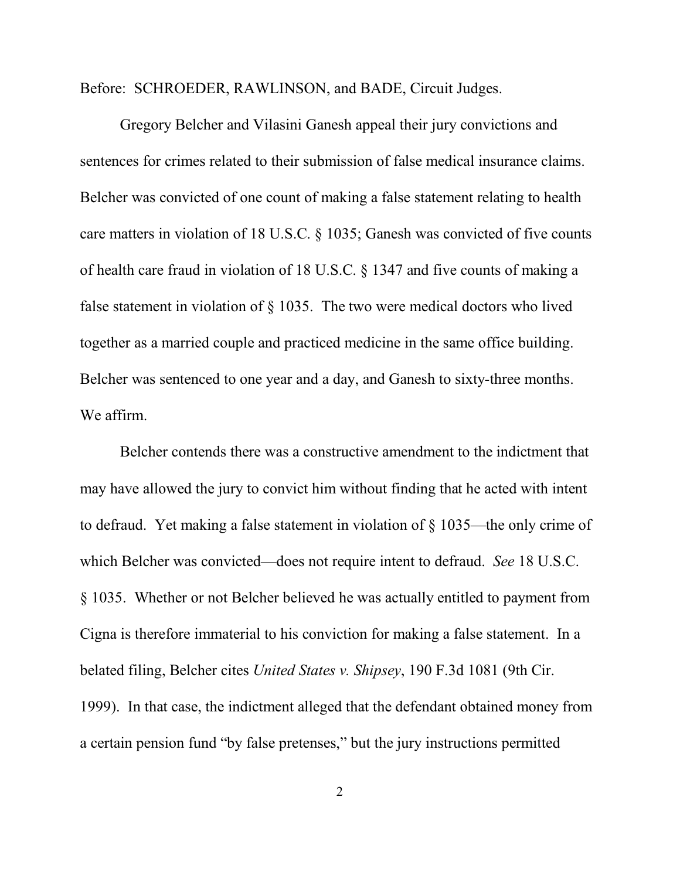Before: SCHROEDER, RAWLINSON, and BADE, Circuit Judges.

Gregory Belcher and Vilasini Ganesh appeal their jury convictions and sentences for crimes related to their submission of false medical insurance claims. Belcher was convicted of one count of making a false statement relating to health care matters in violation of 18 U.S.C. § 1035; Ganesh was convicted of five counts of health care fraud in violation of 18 U.S.C. § 1347 and five counts of making a false statement in violation of § 1035. The two were medical doctors who lived together as a married couple and practiced medicine in the same office building. Belcher was sentenced to one year and a day, and Ganesh to sixty-three months. We affirm.

Belcher contends there was a constructive amendment to the indictment that may have allowed the jury to convict him without finding that he acted with intent to defraud. Yet making a false statement in violation of § 1035—the only crime of which Belcher was convicted—does not require intent to defraud. *See* 18 U.S.C. § 1035. Whether or not Belcher believed he was actually entitled to payment from Cigna is therefore immaterial to his conviction for making a false statement. In a belated filing, Belcher cites *United States v. Shipsey*, 190 F.3d 1081 (9th Cir. 1999). In that case, the indictment alleged that the defendant obtained money from a certain pension fund "by false pretenses," but the jury instructions permitted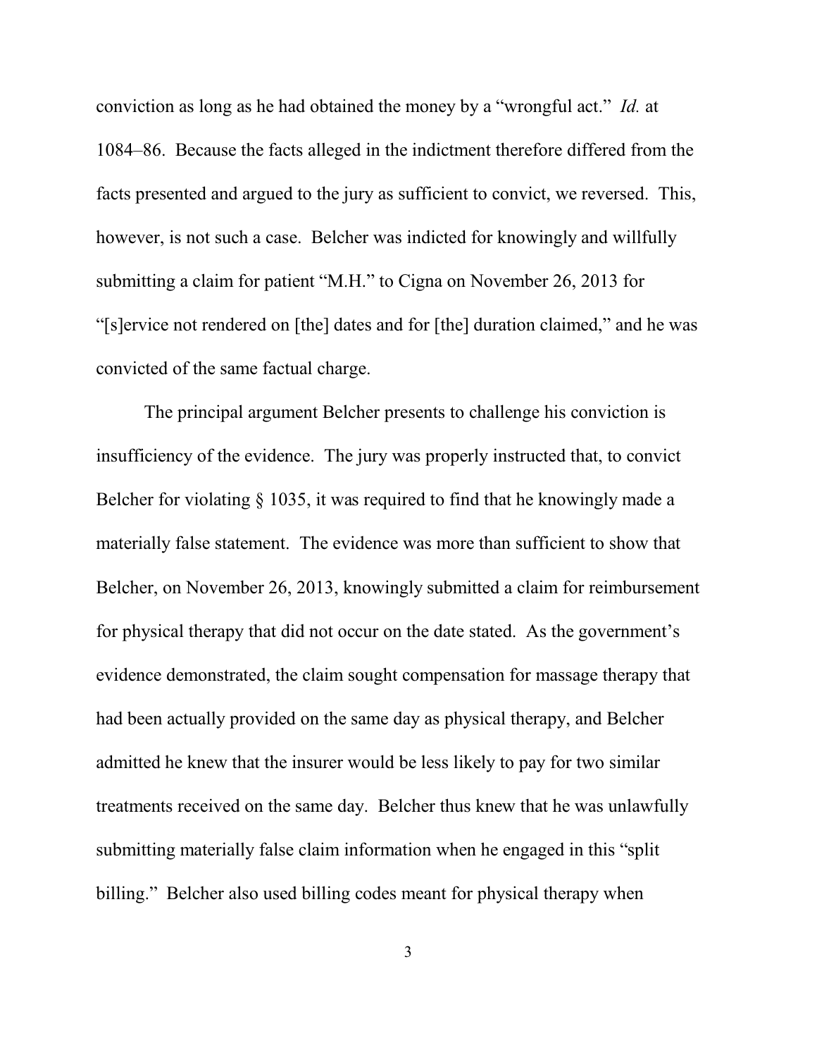conviction as long as he had obtained the money by a "wrongful act." *Id.* at 1084–86. Because the facts alleged in the indictment therefore differed from the facts presented and argued to the jury as sufficient to convict, we reversed. This, however, is not such a case. Belcher was indicted for knowingly and willfully submitting a claim for patient "M.H." to Cigna on November 26, 2013 for "[s]ervice not rendered on [the] dates and for [the] duration claimed," and he was convicted of the same factual charge.

The principal argument Belcher presents to challenge his conviction is insufficiency of the evidence. The jury was properly instructed that, to convict Belcher for violating § 1035, it was required to find that he knowingly made a materially false statement. The evidence was more than sufficient to show that Belcher, on November 26, 2013, knowingly submitted a claim for reimbursement for physical therapy that did not occur on the date stated. As the government's evidence demonstrated, the claim sought compensation for massage therapy that had been actually provided on the same day as physical therapy, and Belcher admitted he knew that the insurer would be less likely to pay for two similar treatments received on the same day. Belcher thus knew that he was unlawfully submitting materially false claim information when he engaged in this "split billing." Belcher also used billing codes meant for physical therapy when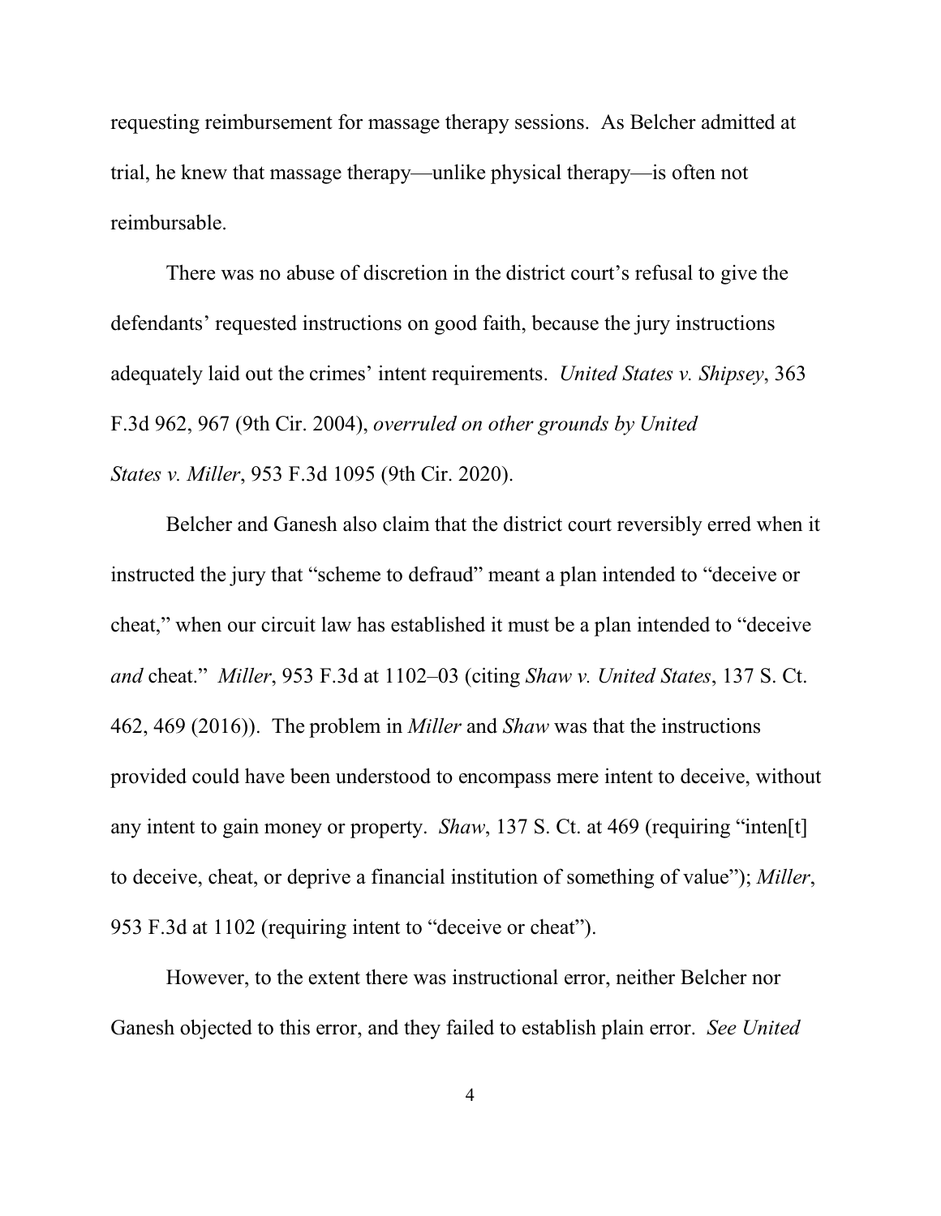requesting reimbursement for massage therapy sessions. As Belcher admitted at trial, he knew that massage therapy—unlike physical therapy—is often not reimbursable.

There was no abuse of discretion in the district court's refusal to give the defendants' requested instructions on good faith, because the jury instructions adequately laid out the crimes' intent requirements. *United States v. Shipsey*, 363 F.3d 962, 967 (9th Cir. 2004), *overruled on other grounds by United States v. Miller*, 953 F.3d 1095 (9th Cir. 2020).

Belcher and Ganesh also claim that the district court reversibly erred when it instructed the jury that "scheme to defraud" meant a plan intended to "deceive or cheat," when our circuit law has established it must be a plan intended to "deceive *and* cheat." *Miller*, 953 F.3d at 1102–03 (citing *Shaw v. United States*, 137 S. Ct. 462, 469 (2016)). The problem in *Miller* and *Shaw* was that the instructions provided could have been understood to encompass mere intent to deceive, without any intent to gain money or property. *Shaw*, 137 S. Ct. at 469 (requiring "inten[t] to deceive, cheat, or deprive a financial institution of something of value"); *Miller*, 953 F.3d at 1102 (requiring intent to "deceive or cheat").

However, to the extent there was instructional error, neither Belcher nor Ganesh objected to this error, and they failed to establish plain error. *See United*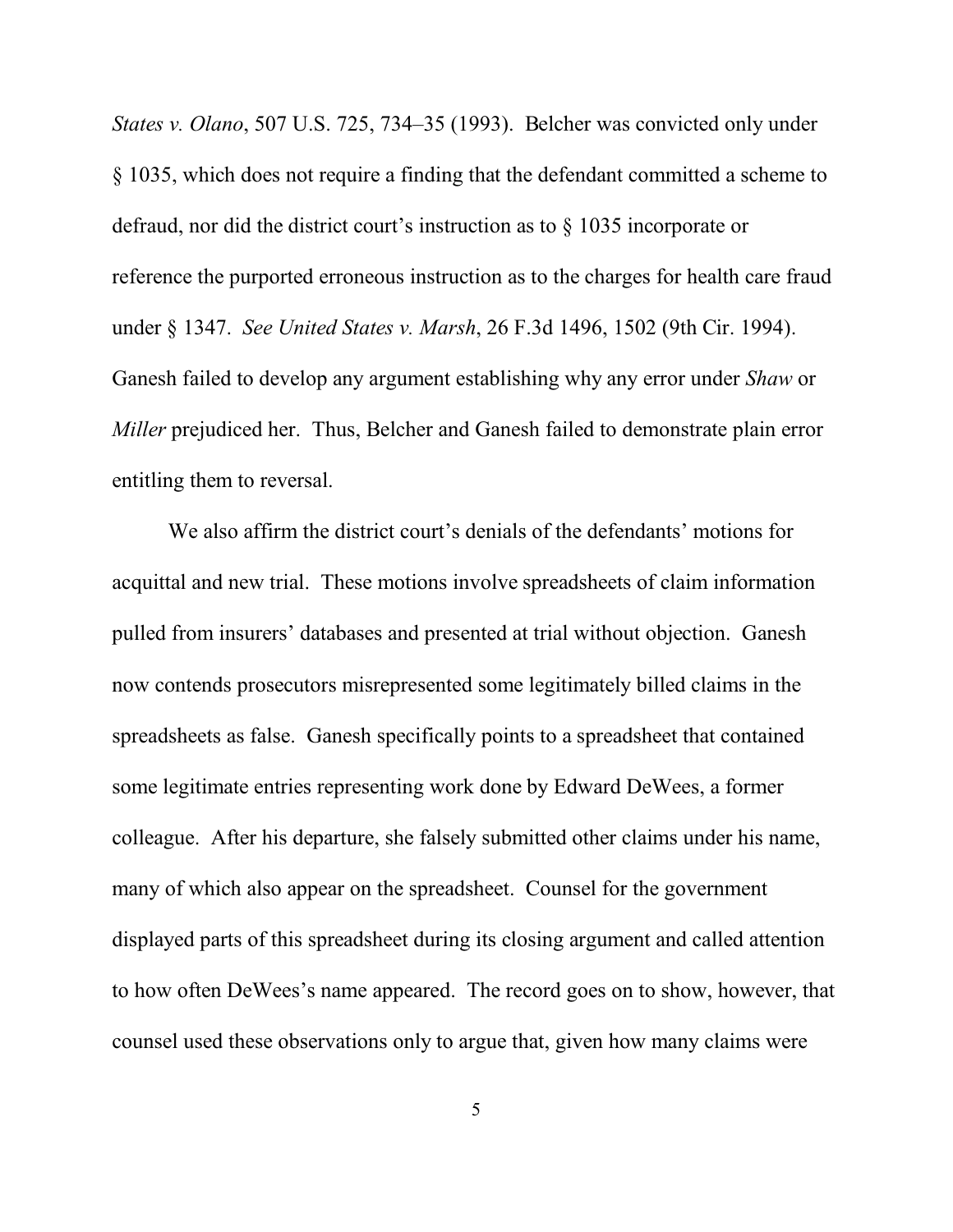*States v. Olano*, 507 U.S. 725, 734–35 (1993). Belcher was convicted only under § 1035, which does not require a finding that the defendant committed a scheme to defraud, nor did the district court's instruction as to § 1035 incorporate or reference the purported erroneous instruction as to the charges for health care fraud under § 1347. *See United States v. Marsh*, 26 F.3d 1496, 1502 (9th Cir. 1994). Ganesh failed to develop any argument establishing why any error under *Shaw* or *Miller* prejudiced her. Thus, Belcher and Ganesh failed to demonstrate plain error entitling them to reversal.

We also affirm the district court's denials of the defendants' motions for acquittal and new trial. These motions involve spreadsheets of claim information pulled from insurers' databases and presented at trial without objection. Ganesh now contends prosecutors misrepresented some legitimately billed claims in the spreadsheets as false. Ganesh specifically points to a spreadsheet that contained some legitimate entries representing work done by Edward DeWees, a former colleague. After his departure, she falsely submitted other claims under his name, many of which also appear on the spreadsheet. Counsel for the government displayed parts of this spreadsheet during its closing argument and called attention to how often DeWees's name appeared. The record goes on to show, however, that counsel used these observations only to argue that, given how many claims were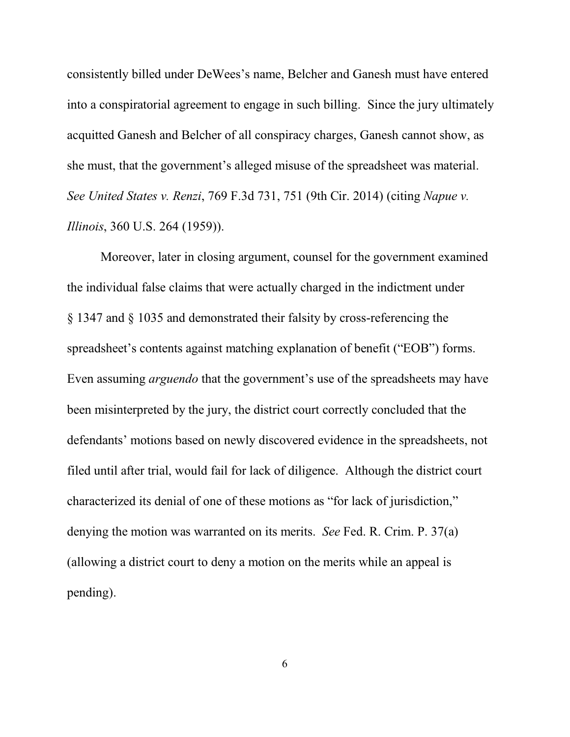consistently billed under DeWees's name, Belcher and Ganesh must have entered into a conspiratorial agreement to engage in such billing. Since the jury ultimately acquitted Ganesh and Belcher of all conspiracy charges, Ganesh cannot show, as she must, that the government's alleged misuse of the spreadsheet was material. *See United States v. Renzi*, 769 F.3d 731, 751 (9th Cir. 2014) (citing *Napue v. Illinois*, 360 U.S. 264 (1959)).

Moreover, later in closing argument, counsel for the government examined the individual false claims that were actually charged in the indictment under § 1347 and § 1035 and demonstrated their falsity by cross-referencing the spreadsheet's contents against matching explanation of benefit ("EOB") forms. Even assuming *arguendo* that the government's use of the spreadsheets may have been misinterpreted by the jury, the district court correctly concluded that the defendants' motions based on newly discovered evidence in the spreadsheets, not filed until after trial, would fail for lack of diligence. Although the district court characterized its denial of one of these motions as "for lack of jurisdiction," denying the motion was warranted on its merits. *See* Fed. R. Crim. P. 37(a) (allowing a district court to deny a motion on the merits while an appeal is pending).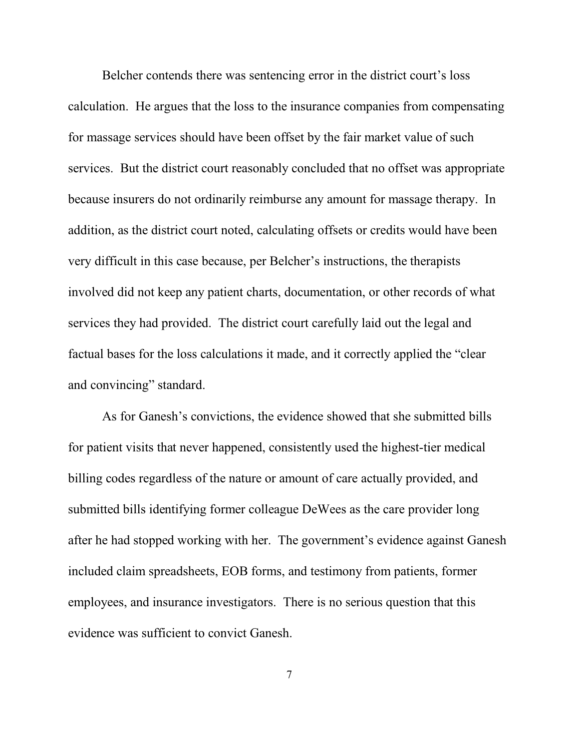Belcher contends there was sentencing error in the district court's loss calculation. He argues that the loss to the insurance companies from compensating for massage services should have been offset by the fair market value of such services. But the district court reasonably concluded that no offset was appropriate because insurers do not ordinarily reimburse any amount for massage therapy. In addition, as the district court noted, calculating offsets or credits would have been very difficult in this case because, per Belcher's instructions, the therapists involved did not keep any patient charts, documentation, or other records of what services they had provided. The district court carefully laid out the legal and factual bases for the loss calculations it made, and it correctly applied the "clear and convincing" standard.

As for Ganesh's convictions, the evidence showed that she submitted bills for patient visits that never happened, consistently used the highest-tier medical billing codes regardless of the nature or amount of care actually provided, and submitted bills identifying former colleague DeWees as the care provider long after he had stopped working with her. The government's evidence against Ganesh included claim spreadsheets, EOB forms, and testimony from patients, former employees, and insurance investigators. There is no serious question that this evidence was sufficient to convict Ganesh.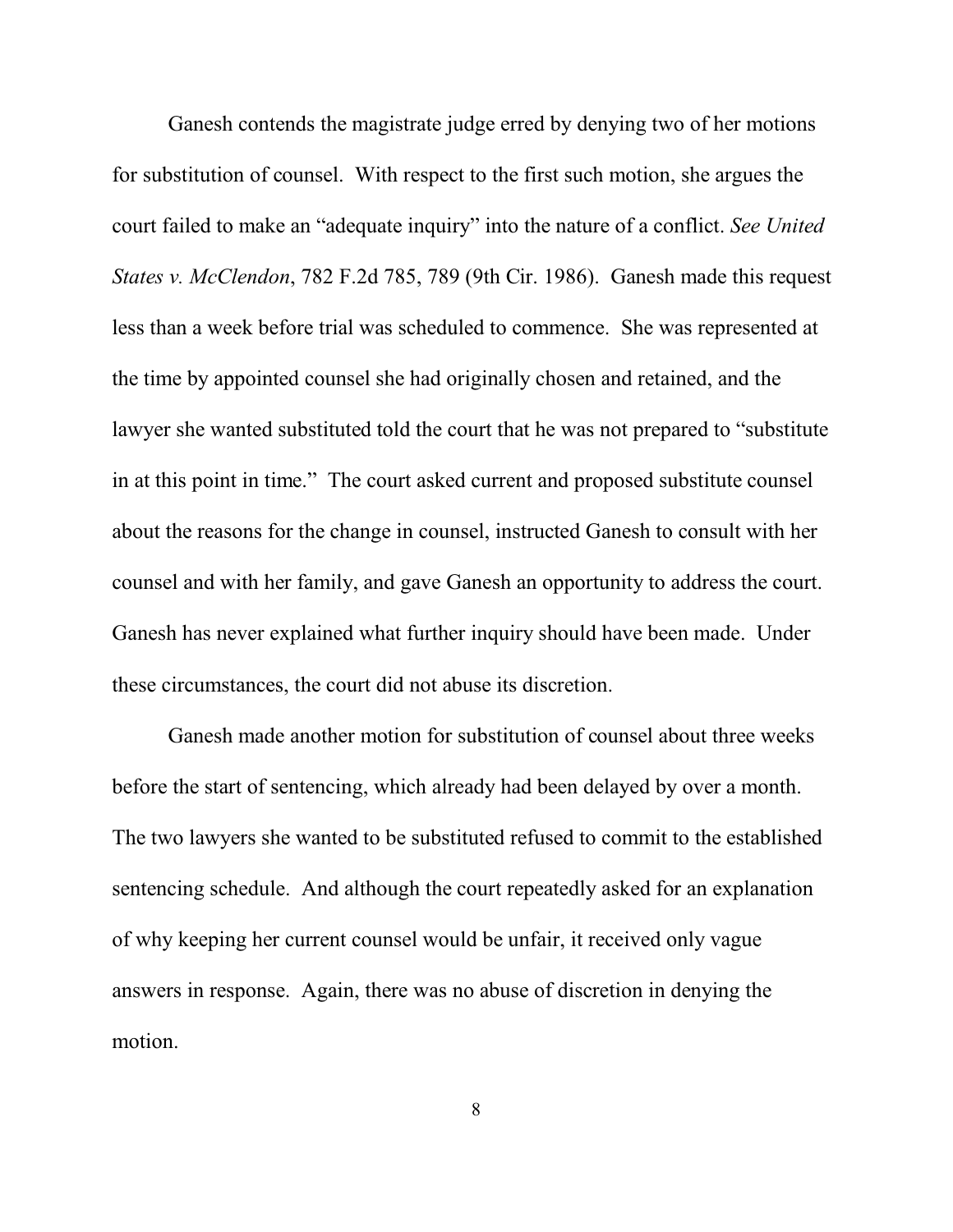Ganesh contends the magistrate judge erred by denying two of her motions for substitution of counsel. With respect to the first such motion, she argues the court failed to make an "adequate inquiry" into the nature of a conflict. *See United States v. McClendon*, 782 F.2d 785, 789 (9th Cir. 1986). Ganesh made this request less than a week before trial was scheduled to commence. She was represented at the time by appointed counsel she had originally chosen and retained, and the lawyer she wanted substituted told the court that he was not prepared to "substitute in at this point in time." The court asked current and proposed substitute counsel about the reasons for the change in counsel, instructed Ganesh to consult with her counsel and with her family, and gave Ganesh an opportunity to address the court. Ganesh has never explained what further inquiry should have been made. Under these circumstances, the court did not abuse its discretion.

Ganesh made another motion for substitution of counsel about three weeks before the start of sentencing, which already had been delayed by over a month. The two lawyers she wanted to be substituted refused to commit to the established sentencing schedule. And although the court repeatedly asked for an explanation of why keeping her current counsel would be unfair, it received only vague answers in response. Again, there was no abuse of discretion in denying the motion.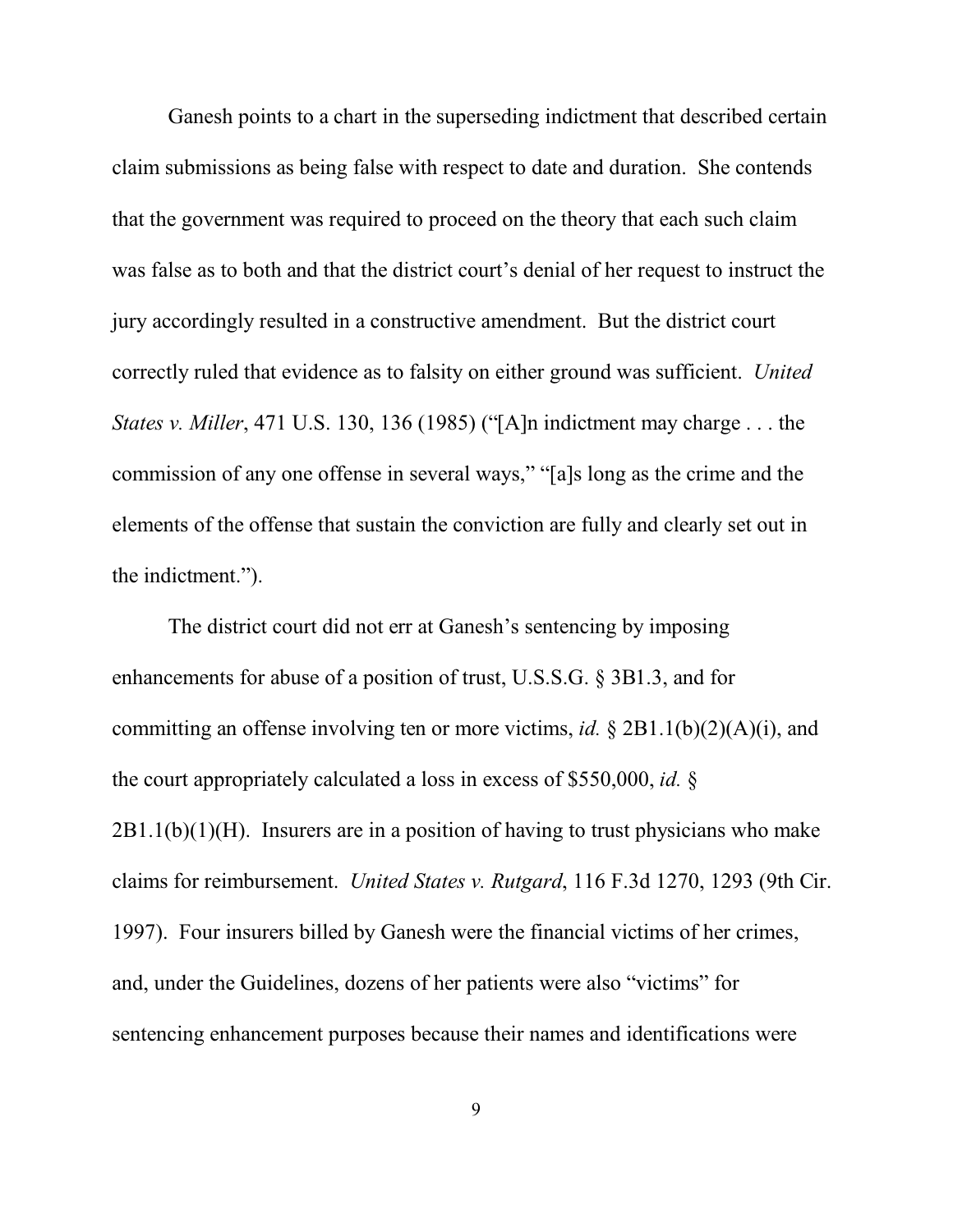Ganesh points to a chart in the superseding indictment that described certain claim submissions as being false with respect to date and duration. She contends that the government was required to proceed on the theory that each such claim was false as to both and that the district court's denial of her request to instruct the jury accordingly resulted in a constructive amendment. But the district court correctly ruled that evidence as to falsity on either ground was sufficient. *United States v. Miller*, 471 U.S. 130, 136 (1985) ("[A]n indictment may charge . . . the commission of any one offense in several ways," "[a]s long as the crime and the elements of the offense that sustain the conviction are fully and clearly set out in the indictment.").

The district court did not err at Ganesh's sentencing by imposing enhancements for abuse of a position of trust, U.S.S.G. § 3B1.3, and for committing an offense involving ten or more victims, *id.* § 2B1.1(b)(2)(A)(i), and the court appropriately calculated a loss in excess of $550,000, *id.* § 2B1.1(b)(1)(H). Insurers are in a position of having to trust physicians who make claims for reimbursement. *United States v. Rutgard*, 116 F.3d 1270, 1293 (9th Cir. 1997). Four insurers billed by Ganesh were the financial victims of her crimes, and, under the Guidelines, dozens of her patients were also "victims" for sentencing enhancement purposes because their names and identifications were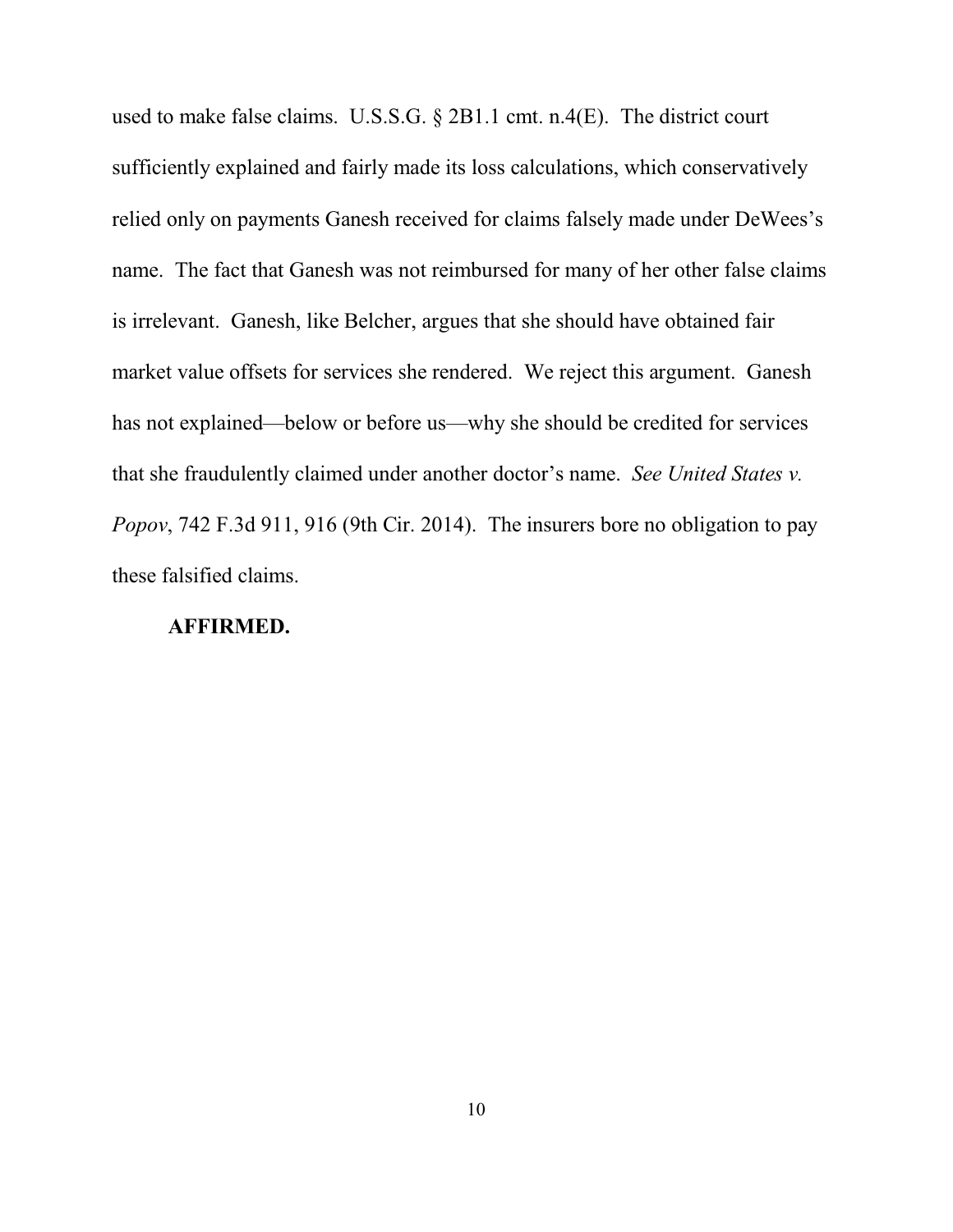used to make false claims. U.S.S.G. § 2B1.1 cmt. n.4(E). The district court sufficiently explained and fairly made its loss calculations, which conservatively relied only on payments Ganesh received for claims falsely made under DeWees's name. The fact that Ganesh was not reimbursed for many of her other false claims is irrelevant. Ganesh, like Belcher, argues that she should have obtained fair market value offsets for services she rendered. We reject this argument. Ganesh has not explained—below or before us—why she should be credited for services that she fraudulently claimed under another doctor's name. *See United States v. Popov*, 742 F.3d 911, 916 (9th Cir. 2014). The insurers bore no obligation to pay these falsified claims.

**AFFIRMED.**